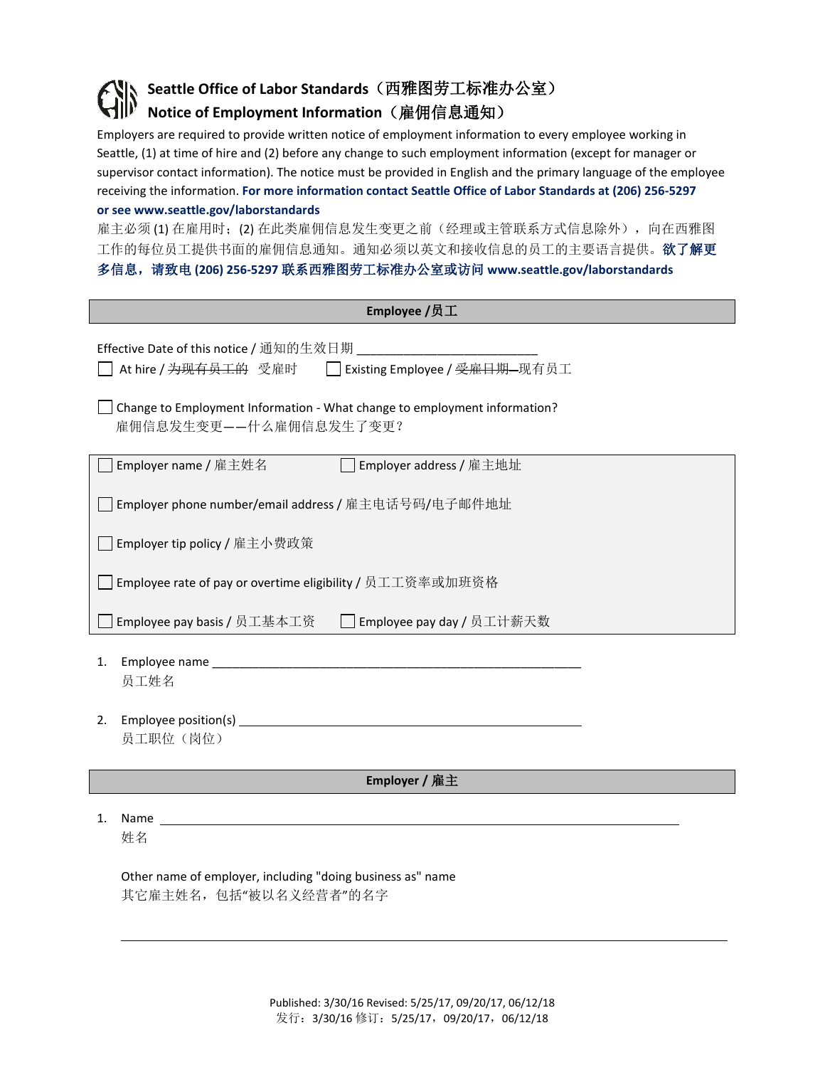# Seattle Office of Labor Standards（西雅图劳工标准办公室）
## Notice of Employment Information（雇佣信息通知）

Employers are required to provide written notice of employment information to every employee working in Seattle, (1) at time of hire and (2) before any change to such employment information (except for manager or supervisor contact information). The notice must be provided in English and the primary language of the employee receiving the information. **For more information contact Seattle Office of Labor Standards at (206) 256-5297 or see www.seattle.gov/laborstandards**

雇主必须 (1) 在雇用时；(2) 在此类雇佣信息发生变更之前（经理或主管联系方式信息除外），向在西雅图工作的每位员工提供书面的雇佣信息通知。通知必须以英文和接收信息的员工的主要语言提供。**欲了解更多信息，请致电 (206) 256-5297 联系西雅图劳工标准办公室或访问 www.seattle.gov/laborstandards**

### Employee / 员工

Effective Date of this notice / 通知的生效日期 ___________________________

☐ At hire / ~~为现有员工的~~ 受雇时　☐ Existing Employee / ~~受雇日期~~—现有员工

☐ Change to Employment Information - What change to employment information?
雇佣信息发生变更——什么雇佣信息发生了变更？

☐ Employer name / 雇主姓名　☐ Employer address / 雇主地址

☐ Employer phone number/email address / 雇主电话号码/电子邮件地址

☐ Employer tip policy / 雇主小费政策

☐ Employee rate of pay or overtime eligibility / 员工工资率或加班资格

☐ Employee pay basis / 员工基本工资　☐ Employee pay day / 员工计薪天数

1. Employee name ___________________________________________________________
   员工姓名

2. Employee position(s) ______________________________________________________
   员工职位（岗位）

### Employer / 雇主

1. Name ____________________________________________________________________
   姓名

   Other name of employer, including "doing business as" name
   其它雇主姓名，包括“被以名义经营者”的名字

   ___________________________________________________________________________

Published: 3/30/16 Revised: 5/25/17, 09/20/17, 06/12/18
发行：3/30/16 修订：5/25/17，09/20/17，06/12/18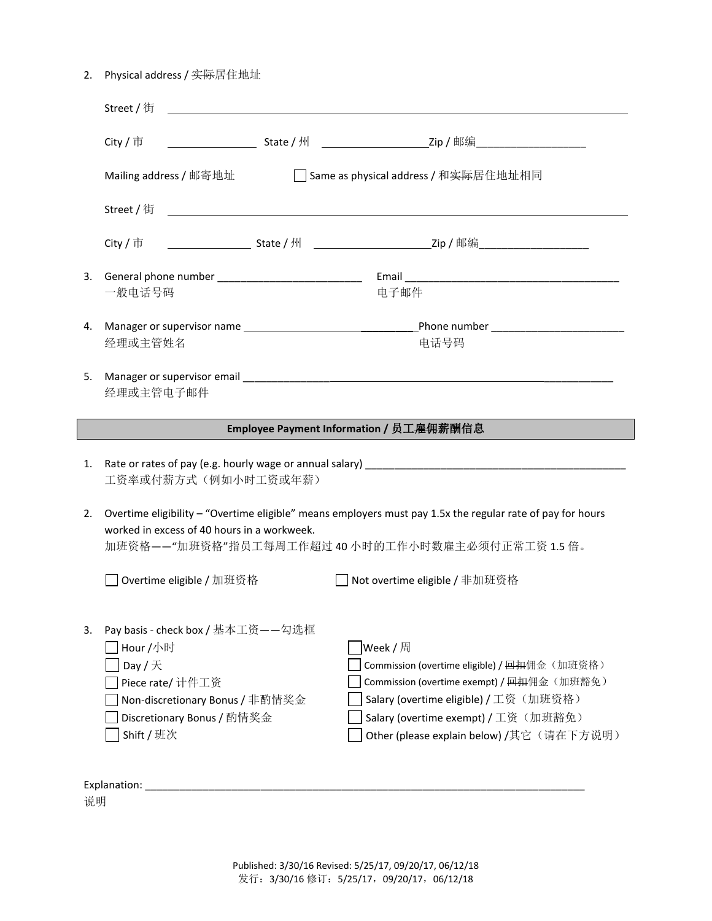2. Physical address / ~~实际~~居住地址

   Street / 街 ______________________________________________

   City / 市 ______________ State / 州 ______________ Zip / 邮编______________

   Mailing address / 邮寄地址 ☐ Same as physical address / 和~~实际~~居住地址相同

   Street / 街 ______________________________________________

   City / 市 ______________ State / 州 ______________ Zip / 邮编______________

3. General phone number ______________________ Email ______________________________
   一般电话号码 电子邮件

4. Manager or supervisor name ______________________ Phone number ______________________
   经理或主管姓名 电话号码

5. Manager or supervisor email ______________________________________________
   经理或主管电子邮件

## Employee Payment Information / 员工~~雇佣~~薪酬信息

1. Rate or rates of pay (e.g. hourly wage or annual salary) ______________________________________________
   工资率或付薪方式（例如小时工资或年薪）

2. Overtime eligibility – "Overtime eligible" means employers must pay 1.5x the regular rate of pay for hours worked in excess of 40 hours in a workweek.
   加班资格——"加班资格"指员工每周工作超过 40 小时的工作小时数雇主必须付正常工资 1.5 倍。

   ☐ Overtime eligible / 加班资格 ☐ Not overtime eligible / 非加班资格

3. Pay basis - check box / 基本工资——勾选框

   ☐ Hour /小时
   ☐ Day / 天
   ☐ Piece rate/ 计件工资
   ☐ Non-discretionary Bonus / 非酌情奖金
   ☐ Discretionary Bonus / 酌情奖金
   ☐ Shift / 班次
   ☐ Week / 周
   ☐ Commission (overtime eligible) / ~~回扣~~佣金（加班资格）
   ☐ Commission (overtime exempt) / ~~回扣~~佣金（加班豁免）
   ☐ Salary (overtime eligible) / 工资（加班资格）
   ☐ Salary (overtime exempt) / 工资（加班豁免）
   ☐ Other (please explain below) /其它（请在下方说明）

Explanation: ______________________________________________________________
说明

Published: 3/30/16 Revised: 5/25/17, 09/20/17, 06/12/18
发行：3/30/16 修订：5/25/17，09/20/17，06/12/18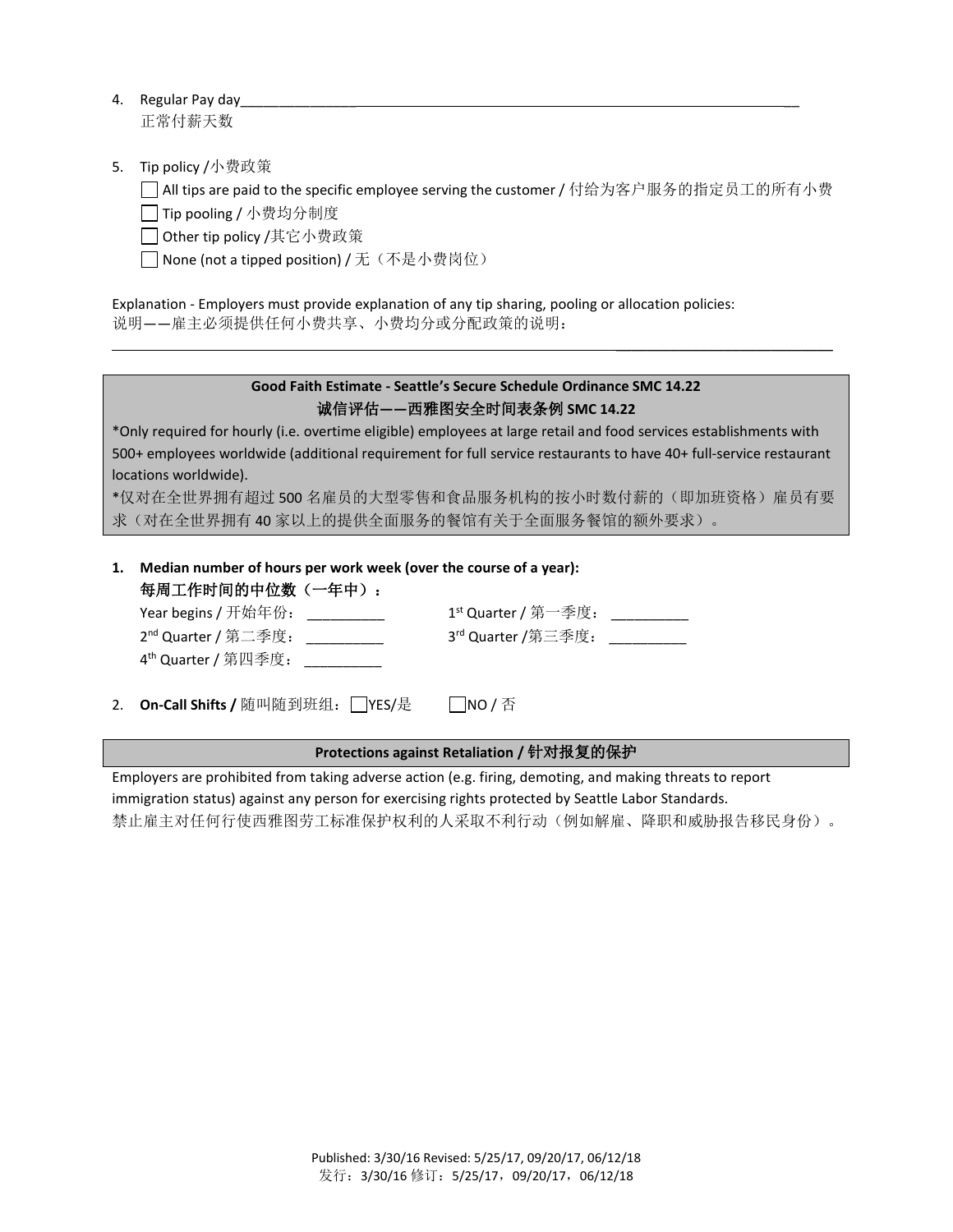4. Regular Pay day______________________________________________________________________________
   正常付薪天数

5. Tip policy /小费政策
   - ☐ All tips are paid to the specific employee serving the customer / 付给为客户服务的指定员工的所有小费
   - ☐ Tip pooling / 小费均分制度
   - ☐ Other tip policy /其它小费政策
   - ☐ None (not a tipped position) / 无（不是小费岗位）

Explanation - Employers must provide explanation of any tip sharing, pooling or allocation policies:
说明——雇主必须提供任何小费共享、小费均分或分配政策的说明：

_____________________________________________________________________________________________

**Good Faith Estimate - Seattle's Secure Schedule Ordinance SMC 14.22**
**诚信评估——西雅图安全时间表条例 SMC 14.22**

*Only required for hourly (i.e. overtime eligible) employees at large retail and food services establishments with 500+ employees worldwide (additional requirement for full service restaurants to have 40+ full-service restaurant locations worldwide).
*仅对在全世界拥有超过 500 名雇员的大型零售和食品服务机构的按小时数付薪的（即加班资格）雇员有要求（对在全世界拥有 40 家以上的提供全面服务的餐馆有关于全面服务餐馆的额外要求）。

1. **Median number of hours per work week (over the course of a year):**
   **每周工作时间的中位数（一年中）：**

   Year begins / 开始年份： __________ 1st Quarter / 第一季度： __________
   2nd Quarter / 第二季度： __________ 3rd Quarter /第三季度： __________
   4th Quarter / 第四季度： __________

2. **On-Call Shifts /** 随叫随到班组：☐YES/是 ☐NO / 否

**Protections against Retaliation / 针对报复的保护**

Employers are prohibited from taking adverse action (e.g. firing, demoting, and making threats to report immigration status) against any person for exercising rights protected by Seattle Labor Standards.
禁止雇主对任何行使西雅图劳工标准保护权利的人采取不利行动（例如解雇、降职和威胁报告移民身份）。

Published: 3/30/16 Revised: 5/25/17, 09/20/17, 06/12/18
发行：3/30/16 修订：5/25/17，09/20/17，06/12/18